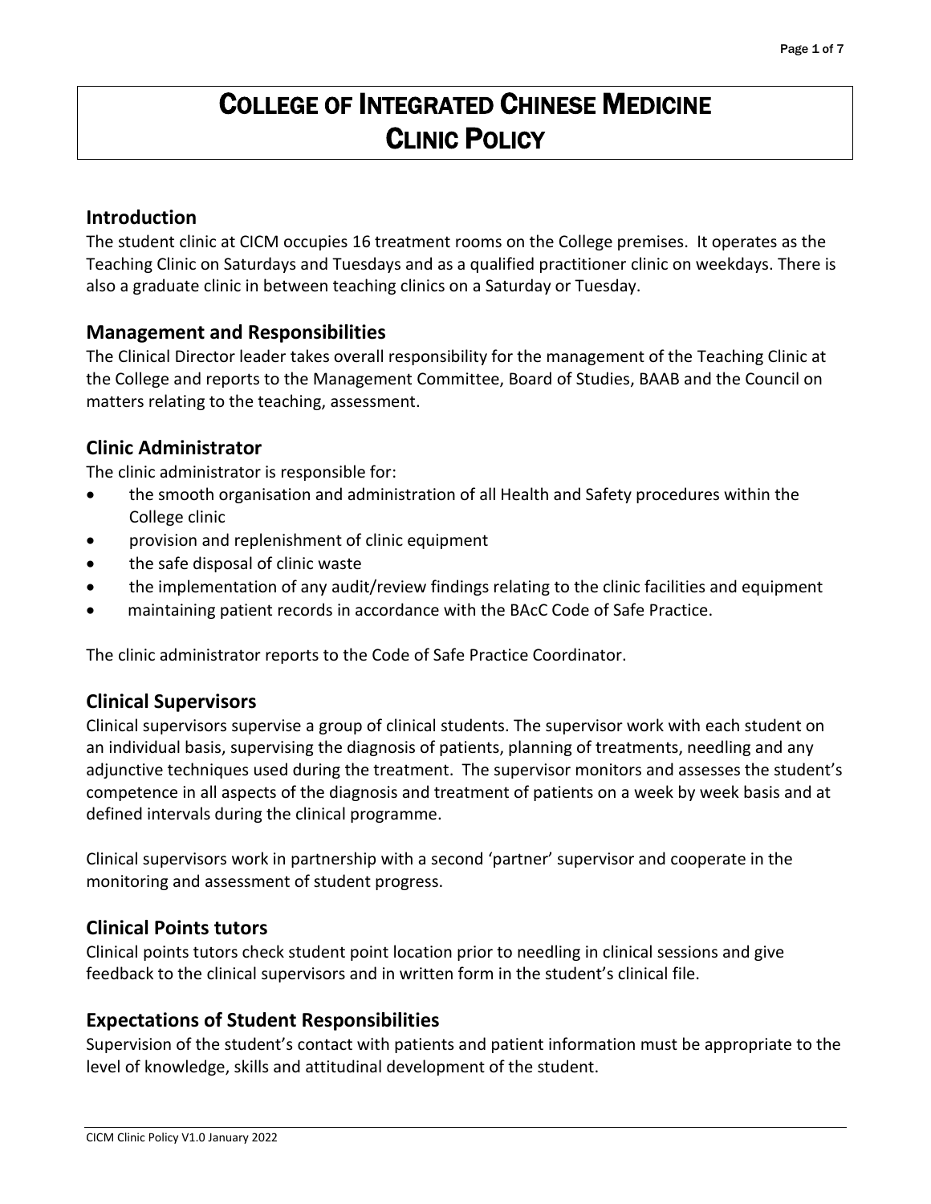# College of Integrated Chinese Medicine Clinic Policy

## Introduction

The student clinic at CICM occupies 16 treatment rooms on the College premises. It operates as the Teaching Clinic on Saturdays and Tuesdays and as a qualified practitioner clinic on weekdays. There is also a graduate clinic in between teaching clinics on a Saturday or Tuesday.

## Management and Responsibilities

The Clinical Director leader takes overall responsibility for the management of the Teaching Clinic at the College and reports to the Management Committee, Board of Studies, BAAB and the Council on matters relating to the teaching, assessment.

## Clinic Administrator

The clinic administrator is responsible for:

- the smooth organisation and administration of all Health and Safety procedures within the College clinic
- provision and replenishment of clinic equipment
- the safe disposal of clinic waste
- the implementation of any audit/review findings relating to the clinic facilities and equipment
- maintaining patient records in accordance with the BAcC Code of Safe Practice.

The clinic administrator reports to the Code of Safe Practice Coordinator.

## Clinical Supervisors

Clinical supervisors supervise a group of clinical students. The supervisor work with each student on an individual basis, supervising the diagnosis of patients, planning of treatments, needling and any adjunctive techniques used during the treatment. The supervisor monitors and assesses the student's competence in all aspects of the diagnosis and treatment of patients on a week by week basis and at defined intervals during the clinical programme.

Clinical supervisors work in partnership with a second 'partner' supervisor and cooperate in the monitoring and assessment of student progress.

## Clinical Points tutors

Clinical points tutors check student point location prior to needling in clinical sessions and give feedback to the clinical supervisors and in written form in the student's clinical file.

## Expectations of Student Responsibilities

Supervision of the student's contact with patients and patient information must be appropriate to the level of knowledge, skills and attitudinal development of the student.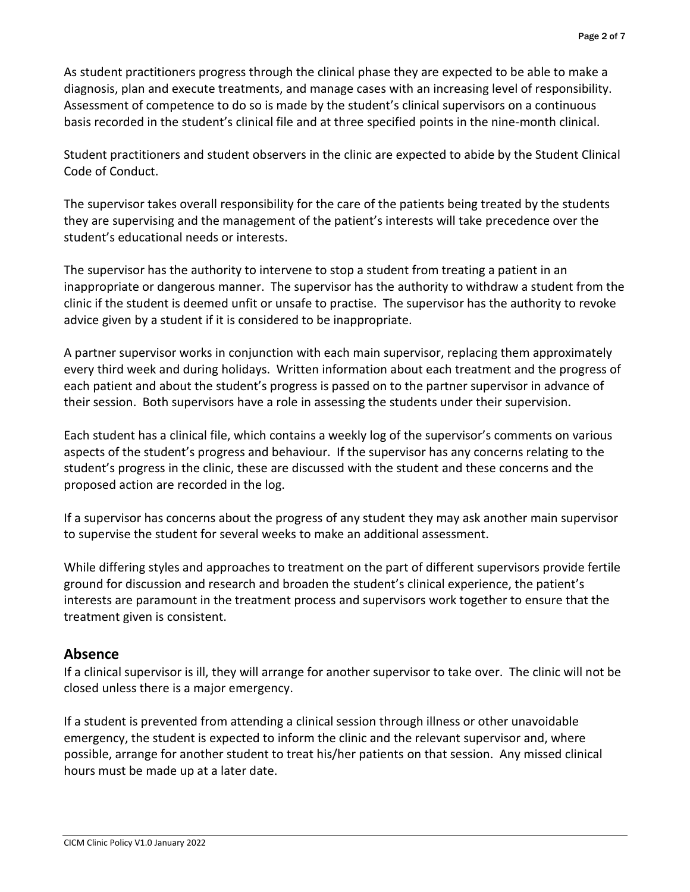As student practitioners progress through the clinical phase they are expected to be able to make a diagnosis, plan and execute treatments, and manage cases with an increasing level of responsibility. Assessment of competence to do so is made by the student's clinical supervisors on a continuous basis recorded in the student's clinical file and at three specified points in the nine-month clinical.

Student practitioners and student observers in the clinic are expected to abide by the Student Clinical Code of Conduct.

The supervisor takes overall responsibility for the care of the patients being treated by the students they are supervising and the management of the patient's interests will take precedence over the student's educational needs or interests.

The supervisor has the authority to intervene to stop a student from treating a patient in an inappropriate or dangerous manner. The supervisor has the authority to withdraw a student from the clinic if the student is deemed unfit or unsafe to practise. The supervisor has the authority to revoke advice given by a student if it is considered to be inappropriate.

A partner supervisor works in conjunction with each main supervisor, replacing them approximately every third week and during holidays. Written information about each treatment and the progress of each patient and about the student's progress is passed on to the partner supervisor in advance of their session. Both supervisors have a role in assessing the students under their supervision.

Each student has a clinical file, which contains a weekly log of the supervisor's comments on various aspects of the student's progress and behaviour. If the supervisor has any concerns relating to the student's progress in the clinic, these are discussed with the student and these concerns and the proposed action are recorded in the log.

If a supervisor has concerns about the progress of any student they may ask another main supervisor to supervise the student for several weeks to make an additional assessment.

While differing styles and approaches to treatment on the part of different supervisors provide fertile ground for discussion and research and broaden the student's clinical experience, the patient's interests are paramount in the treatment process and supervisors work together to ensure that the treatment given is consistent.

## Absence

If a clinical supervisor is ill, they will arrange for another supervisor to take over. The clinic will not be closed unless there is a major emergency.

If a student is prevented from attending a clinical session through illness or other unavoidable emergency, the student is expected to inform the clinic and the relevant supervisor and, where possible, arrange for another student to treat his/her patients on that session. Any missed clinical hours must be made up at a later date.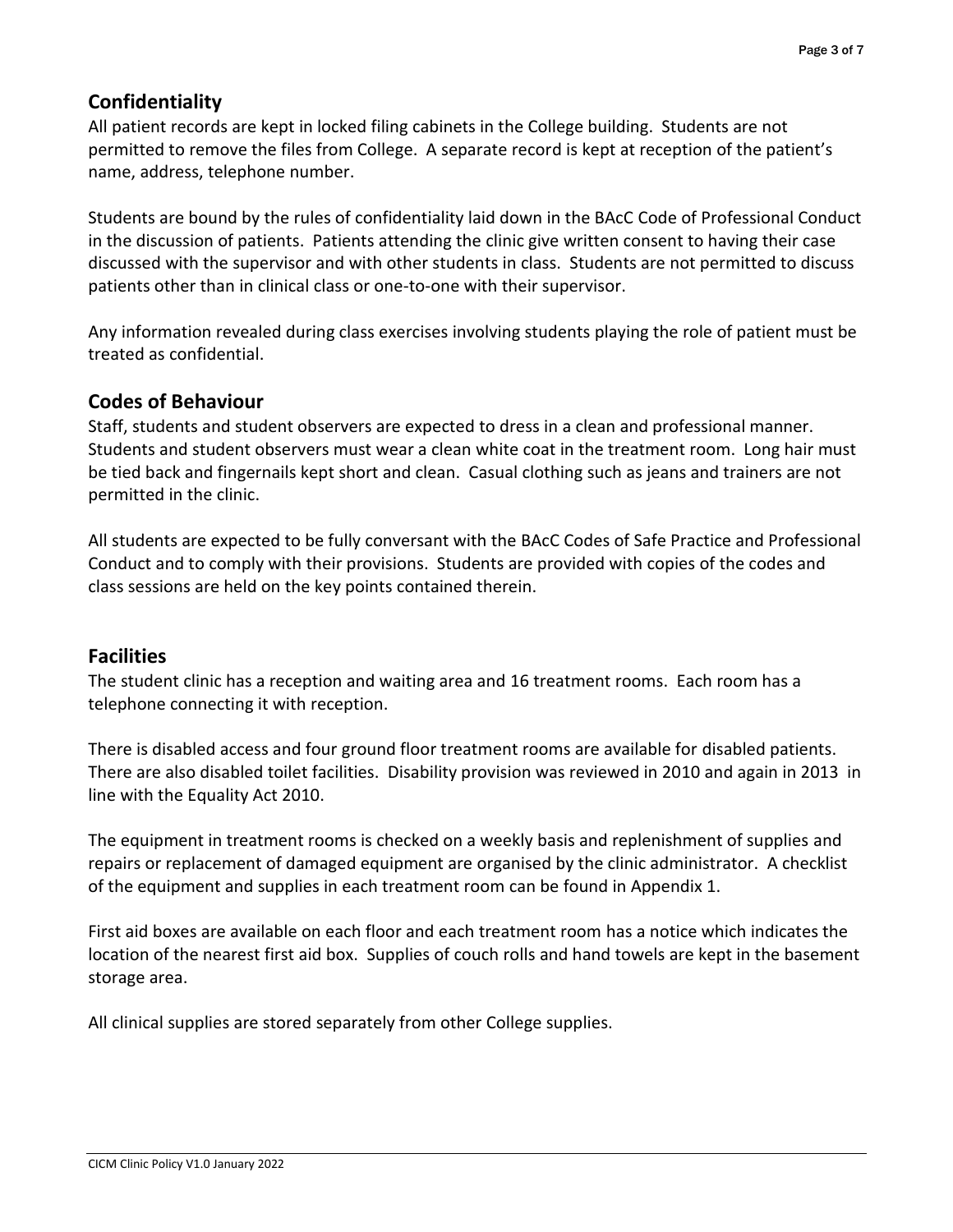## Confidentiality

All patient records are kept in locked filing cabinets in the College building. Students are not permitted to remove the files from College. A separate record is kept at reception of the patient's name, address, telephone number.

Students are bound by the rules of confidentiality laid down in the BAcC Code of Professional Conduct in the discussion of patients. Patients attending the clinic give written consent to having their case discussed with the supervisor and with other students in class. Students are not permitted to discuss patients other than in clinical class or one-to-one with their supervisor.

Any information revealed during class exercises involving students playing the role of patient must be treated as confidential.

## Codes of Behaviour

Staff, students and student observers are expected to dress in a clean and professional manner. Students and student observers must wear a clean white coat in the treatment room. Long hair must be tied back and fingernails kept short and clean. Casual clothing such as jeans and trainers are not permitted in the clinic.

All students are expected to be fully conversant with the BAcC Codes of Safe Practice and Professional Conduct and to comply with their provisions. Students are provided with copies of the codes and class sessions are held on the key points contained therein.

## Facilities

The student clinic has a reception and waiting area and 16 treatment rooms. Each room has a telephone connecting it with reception.

There is disabled access and four ground floor treatment rooms are available for disabled patients. There are also disabled toilet facilities. Disability provision was reviewed in 2010 and again in 2013 in line with the Equality Act 2010.

The equipment in treatment rooms is checked on a weekly basis and replenishment of supplies and repairs or replacement of damaged equipment are organised by the clinic administrator. A checklist of the equipment and supplies in each treatment room can be found in Appendix 1.

First aid boxes are available on each floor and each treatment room has a notice which indicates the location of the nearest first aid box. Supplies of couch rolls and hand towels are kept in the basement storage area.

All clinical supplies are stored separately from other College supplies.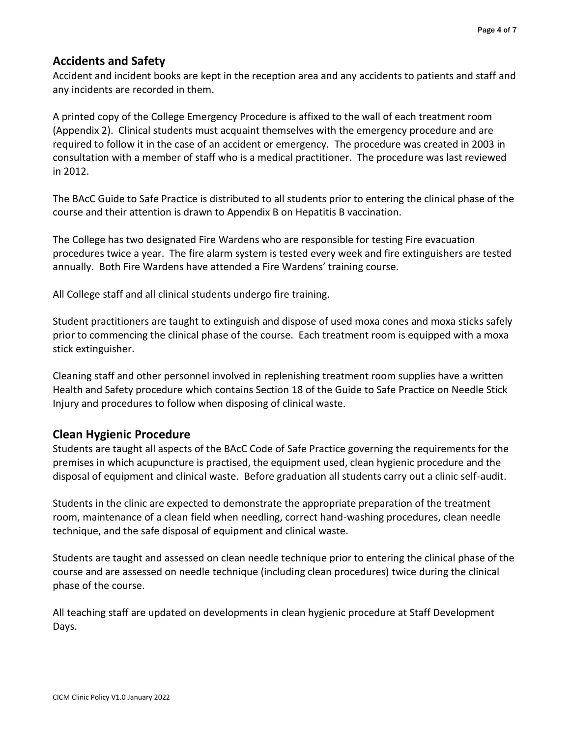## Accidents and Safety

Accident and incident books are kept in the reception area and any accidents to patients and staff and any incidents are recorded in them.

A printed copy of the College Emergency Procedure is affixed to the wall of each treatment room (Appendix 2). Clinical students must acquaint themselves with the emergency procedure and are required to follow it in the case of an accident or emergency. The procedure was created in 2003 in consultation with a member of staff who is a medical practitioner. The procedure was last reviewed in 2012.

The BAcC Guide to Safe Practice is distributed to all students prior to entering the clinical phase of the course and their attention is drawn to Appendix B on Hepatitis B vaccination.

The College has two designated Fire Wardens who are responsible for testing Fire evacuation procedures twice a year. The fire alarm system is tested every week and fire extinguishers are tested annually. Both Fire Wardens have attended a Fire Wardens' training course.

All College staff and all clinical students undergo fire training.

Student practitioners are taught to extinguish and dispose of used moxa cones and moxa sticks safely prior to commencing the clinical phase of the course. Each treatment room is equipped with a moxa stick extinguisher.

Cleaning staff and other personnel involved in replenishing treatment room supplies have a written Health and Safety procedure which contains Section 18 of the Guide to Safe Practice on Needle Stick Injury and procedures to follow when disposing of clinical waste.

## Clean Hygienic Procedure

Students are taught all aspects of the BAcC Code of Safe Practice governing the requirements for the premises in which acupuncture is practised, the equipment used, clean hygienic procedure and the disposal of equipment and clinical waste. Before graduation all students carry out a clinic self-audit.

Students in the clinic are expected to demonstrate the appropriate preparation of the treatment room, maintenance of a clean field when needling, correct hand-washing procedures, clean needle technique, and the safe disposal of equipment and clinical waste.

Students are taught and assessed on clean needle technique prior to entering the clinical phase of the course and are assessed on needle technique (including clean procedures) twice during the clinical phase of the course.

All teaching staff are updated on developments in clean hygienic procedure at Staff Development Days.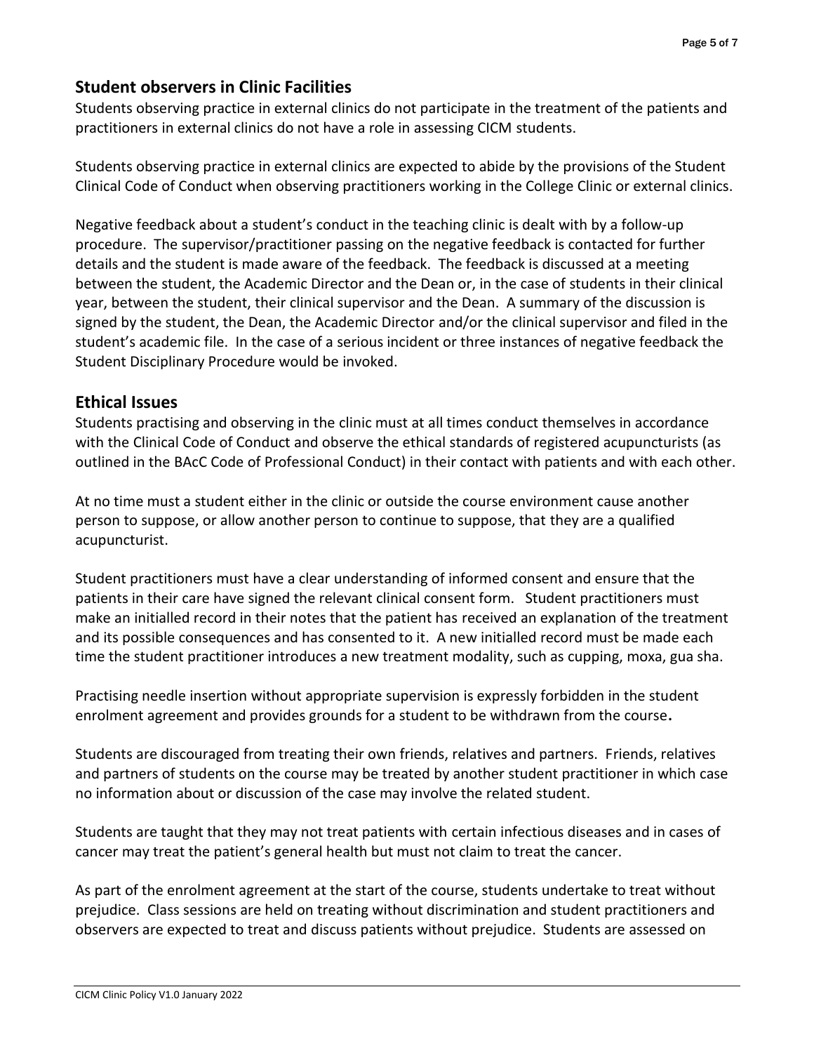## Student observers in Clinic Facilities

Students observing practice in external clinics do not participate in the treatment of the patients and practitioners in external clinics do not have a role in assessing CICM students.

Students observing practice in external clinics are expected to abide by the provisions of the Student Clinical Code of Conduct when observing practitioners working in the College Clinic or external clinics.

Negative feedback about a student's conduct in the teaching clinic is dealt with by a follow-up procedure. The supervisor/practitioner passing on the negative feedback is contacted for further details and the student is made aware of the feedback. The feedback is discussed at a meeting between the student, the Academic Director and the Dean or, in the case of students in their clinical year, between the student, their clinical supervisor and the Dean. A summary of the discussion is signed by the student, the Dean, the Academic Director and/or the clinical supervisor and filed in the student's academic file. In the case of a serious incident or three instances of negative feedback the Student Disciplinary Procedure would be invoked.

## Ethical Issues

Students practising and observing in the clinic must at all times conduct themselves in accordance with the Clinical Code of Conduct and observe the ethical standards of registered acupuncturists (as outlined in the BAcC Code of Professional Conduct) in their contact with patients and with each other.

At no time must a student either in the clinic or outside the course environment cause another person to suppose, or allow another person to continue to suppose, that they are a qualified acupuncturist.

Student practitioners must have a clear understanding of informed consent and ensure that the patients in their care have signed the relevant clinical consent form. Student practitioners must make an initialled record in their notes that the patient has received an explanation of the treatment and its possible consequences and has consented to it. A new initialled record must be made each time the student practitioner introduces a new treatment modality, such as cupping, moxa, gua sha.

Practising needle insertion without appropriate supervision is expressly forbidden in the student enrolment agreement and provides grounds for a student to be withdrawn from the course**.**

Students are discouraged from treating their own friends, relatives and partners. Friends, relatives and partners of students on the course may be treated by another student practitioner in which case no information about or discussion of the case may involve the related student.

Students are taught that they may not treat patients with certain infectious diseases and in cases of cancer may treat the patient's general health but must not claim to treat the cancer.

As part of the enrolment agreement at the start of the course, students undertake to treat without prejudice. Class sessions are held on treating without discrimination and student practitioners and observers are expected to treat and discuss patients without prejudice. Students are assessed on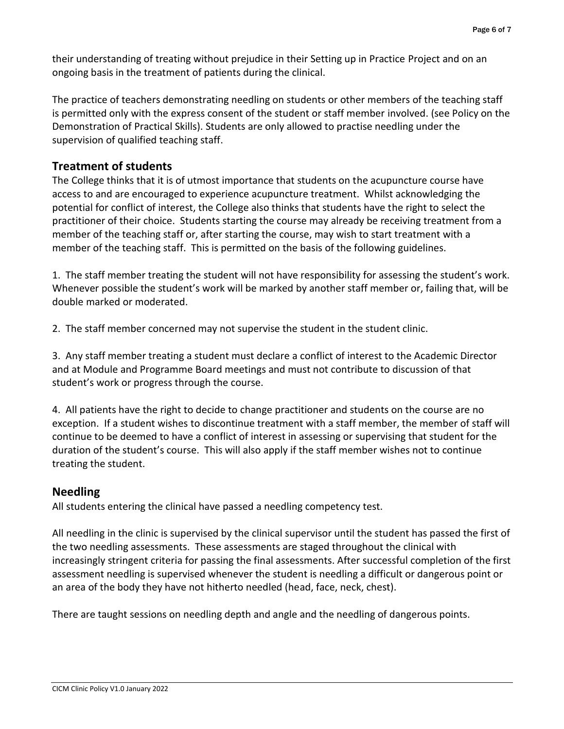their understanding of treating without prejudice in their Setting up in Practice Project and on an ongoing basis in the treatment of patients during the clinical.

The practice of teachers demonstrating needling on students or other members of the teaching staff is permitted only with the express consent of the student or staff member involved. (see Policy on the Demonstration of Practical Skills). Students are only allowed to practise needling under the supervision of qualified teaching staff.

## Treatment of students

The College thinks that it is of utmost importance that students on the acupuncture course have access to and are encouraged to experience acupuncture treatment. Whilst acknowledging the potential for conflict of interest, the College also thinks that students have the right to select the practitioner of their choice. Students starting the course may already be receiving treatment from a member of the teaching staff or, after starting the course, may wish to start treatment with a member of the teaching staff. This is permitted on the basis of the following guidelines.

1. The staff member treating the student will not have responsibility for assessing the student's work. Whenever possible the student's work will be marked by another staff member or, failing that, will be double marked or moderated.

2. The staff member concerned may not supervise the student in the student clinic.

3. Any staff member treating a student must declare a conflict of interest to the Academic Director and at Module and Programme Board meetings and must not contribute to discussion of that student's work or progress through the course.

4. All patients have the right to decide to change practitioner and students on the course are no exception. If a student wishes to discontinue treatment with a staff member, the member of staff will continue to be deemed to have a conflict of interest in assessing or supervising that student for the duration of the student's course. This will also apply if the staff member wishes not to continue treating the student.

## Needling

All students entering the clinical have passed a needling competency test.

All needling in the clinic is supervised by the clinical supervisor until the student has passed the first of the two needling assessments. These assessments are staged throughout the clinical with increasingly stringent criteria for passing the final assessments. After successful completion of the first assessment needling is supervised whenever the student is needling a difficult or dangerous point or an area of the body they have not hitherto needled (head, face, neck, chest).

There are taught sessions on needling depth and angle and the needling of dangerous points.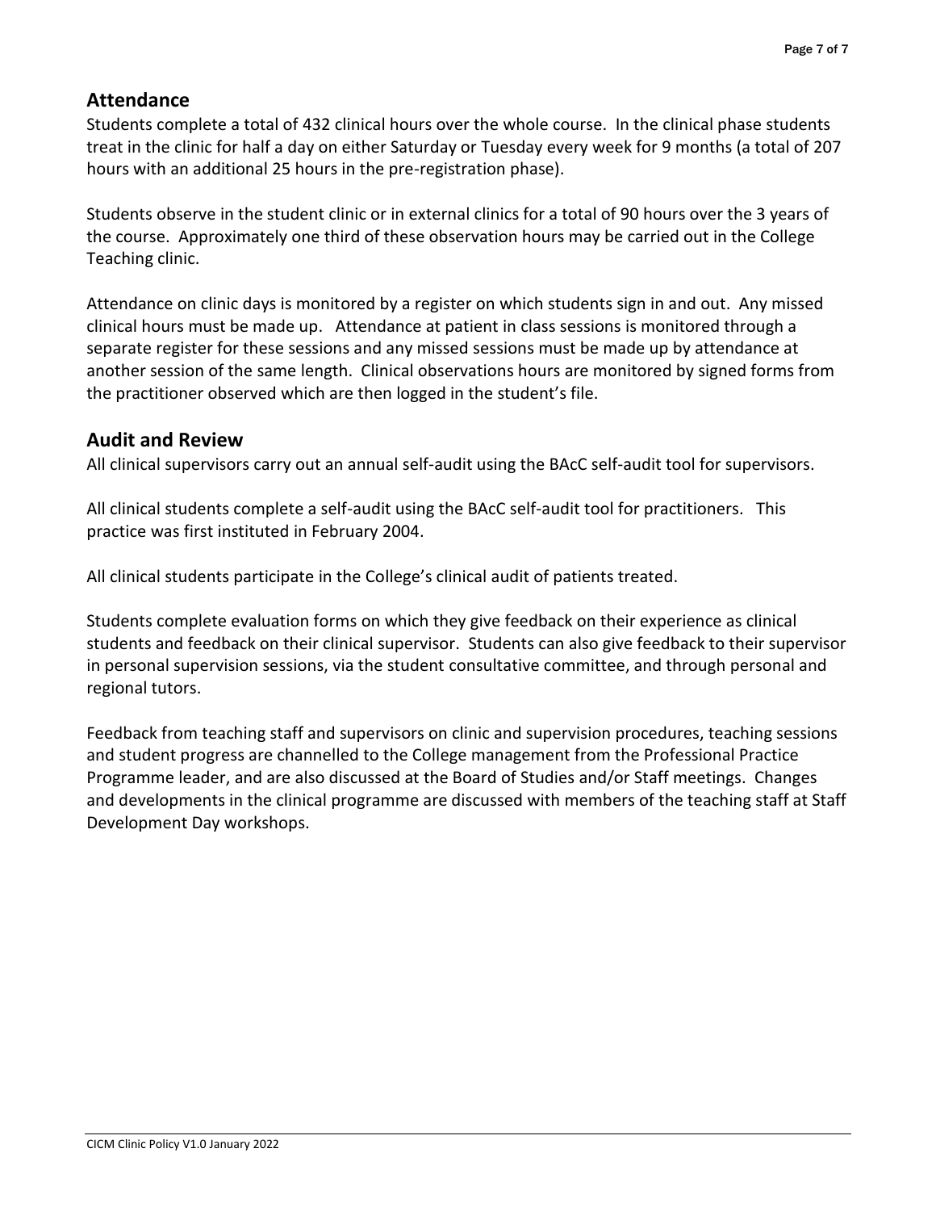## Attendance

Students complete a total of 432 clinical hours over the whole course. In the clinical phase students treat in the clinic for half a day on either Saturday or Tuesday every week for 9 months (a total of 207 hours with an additional 25 hours in the pre-registration phase).

Students observe in the student clinic or in external clinics for a total of 90 hours over the 3 years of the course. Approximately one third of these observation hours may be carried out in the College Teaching clinic.

Attendance on clinic days is monitored by a register on which students sign in and out. Any missed clinical hours must be made up. Attendance at patient in class sessions is monitored through a separate register for these sessions and any missed sessions must be made up by attendance at another session of the same length. Clinical observations hours are monitored by signed forms from the practitioner observed which are then logged in the student's file.

## Audit and Review

All clinical supervisors carry out an annual self-audit using the BAcC self-audit tool for supervisors.

All clinical students complete a self-audit using the BAcC self-audit tool for practitioners. This practice was first instituted in February 2004.

All clinical students participate in the College's clinical audit of patients treated.

Students complete evaluation forms on which they give feedback on their experience as clinical students and feedback on their clinical supervisor. Students can also give feedback to their supervisor in personal supervision sessions, via the student consultative committee, and through personal and regional tutors.

Feedback from teaching staff and supervisors on clinic and supervision procedures, teaching sessions and student progress are channelled to the College management from the Professional Practice Programme leader, and are also discussed at the Board of Studies and/or Staff meetings. Changes and developments in the clinical programme are discussed with members of the teaching staff at Staff Development Day workshops.